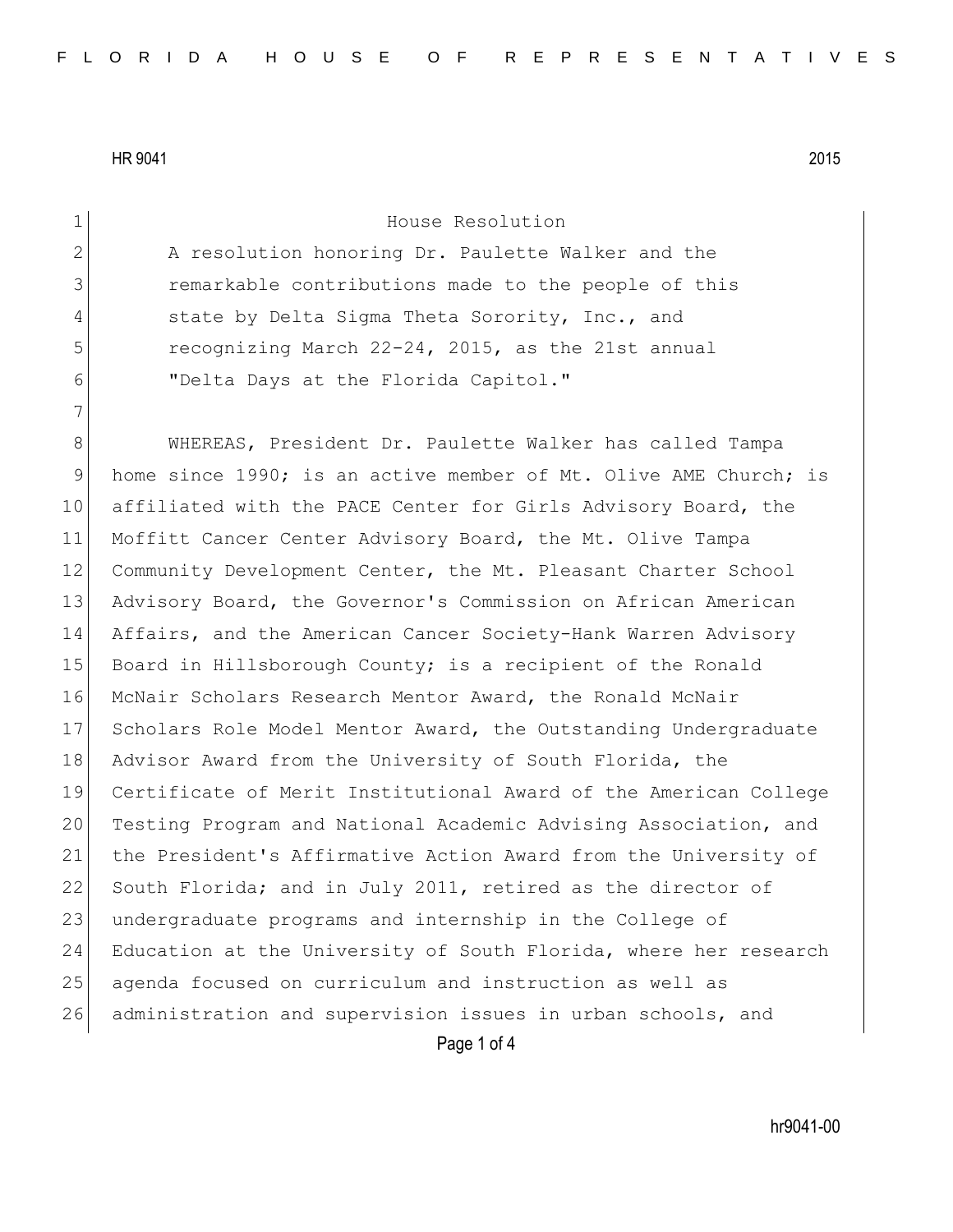HR 9041 2015

# House Resolution

A resolution honoring Dr. Paulette Walker and the remarkable contributions made to the people of this state by Delta Sigma Theta Sorority, Inc., and recognizing March 22-24, 2015, as the 21st annual "Delta Days at the Florida Capitol."

WHEREAS, President Dr. Paulette Walker has called Tampa home since 1990; is an active member of Mt. Olive AME Church; is affiliated with the PACE Center for Girls Advisory Board, the Moffitt Cancer Center Advisory Board, the Mt. Olive Tampa Community Development Center, the Mt. Pleasant Charter School Advisory Board, the Governor's Commission on African American Affairs, and the American Cancer Society-Hank Warren Advisory Board in Hillsborough County; is a recipient of the Ronald McNair Scholars Research Mentor Award, the Ronald McNair Scholars Role Model Mentor Award, the Outstanding Undergraduate Advisor Award from the University of South Florida, the Certificate of Merit Institutional Award of the American College Testing Program and National Academic Advising Association, and the President's Affirmative Action Award from the University of South Florida; and in July 2011, retired as the director of undergraduate programs and internship in the College of Education at the University of South Florida, where her research agenda focused on curriculum and instruction as well as administration and supervision issues in urban schools, and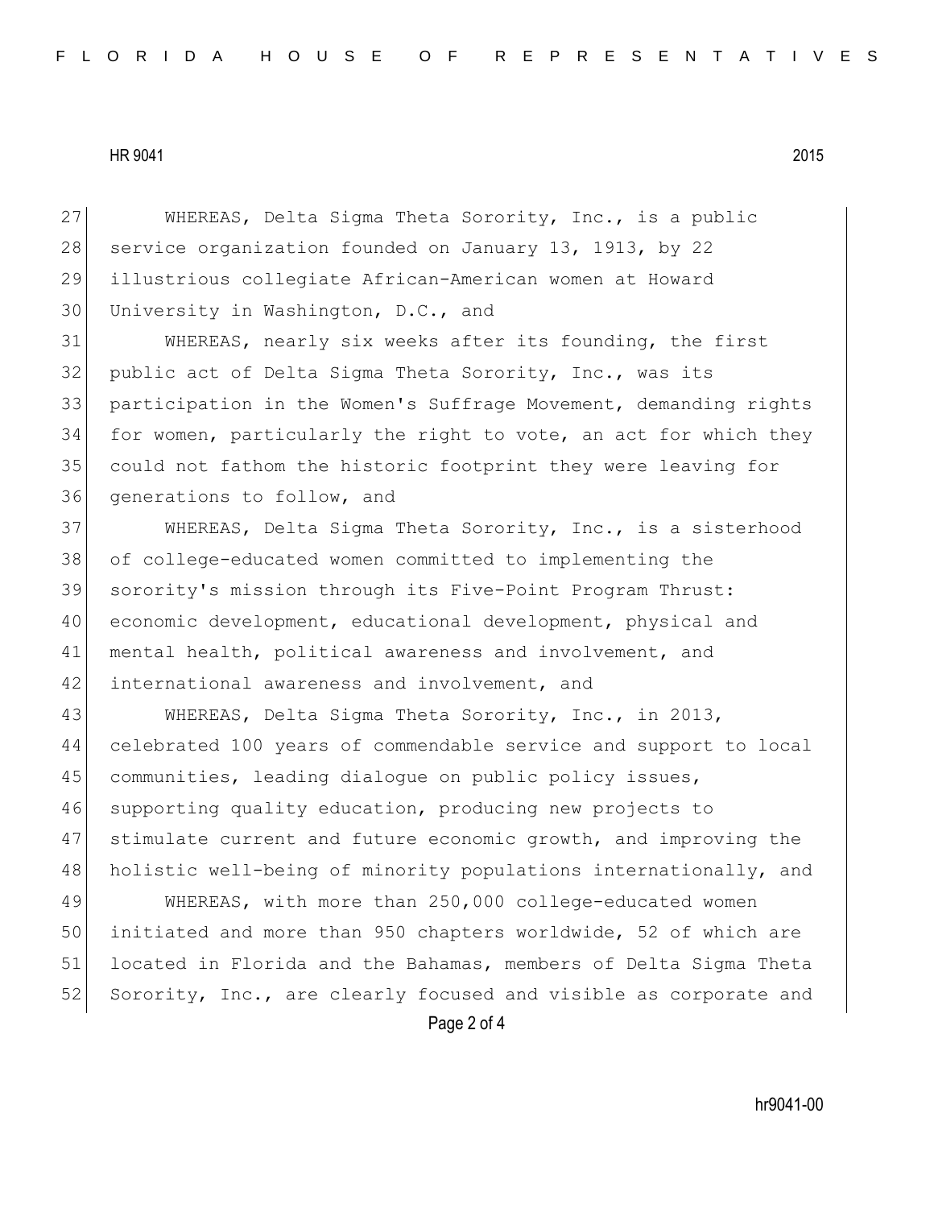WHEREAS, Delta Sigma Theta Sorority, Inc., is a public service organization founded on January 13, 1913, by 22 illustrious collegiate African-American women at Howard University in Washington, D.C., and

WHEREAS, nearly six weeks after its founding, the first public act of Delta Sigma Theta Sorority, Inc., was its participation in the Women's Suffrage Movement, demanding rights for women, particularly the right to vote, an act for which they could not fathom the historic footprint they were leaving for generations to follow, and

WHEREAS, Delta Sigma Theta Sorority, Inc., is a sisterhood of college-educated women committed to implementing the sorority's mission through its Five-Point Program Thrust: economic development, educational development, physical and mental health, political awareness and involvement, and international awareness and involvement, and

WHEREAS, Delta Sigma Theta Sorority, Inc., in 2013, celebrated 100 years of commendable service and support to local communities, leading dialogue on public policy issues, supporting quality education, producing new projects to stimulate current and future economic growth, and improving the holistic well-being of minority populations internationally, and

WHEREAS, with more than 250,000 college-educated women initiated and more than 950 chapters worldwide, 52 of which are located in Florida and the Bahamas, members of Delta Sigma Theta Sorority, Inc., are clearly focused and visible as corporate and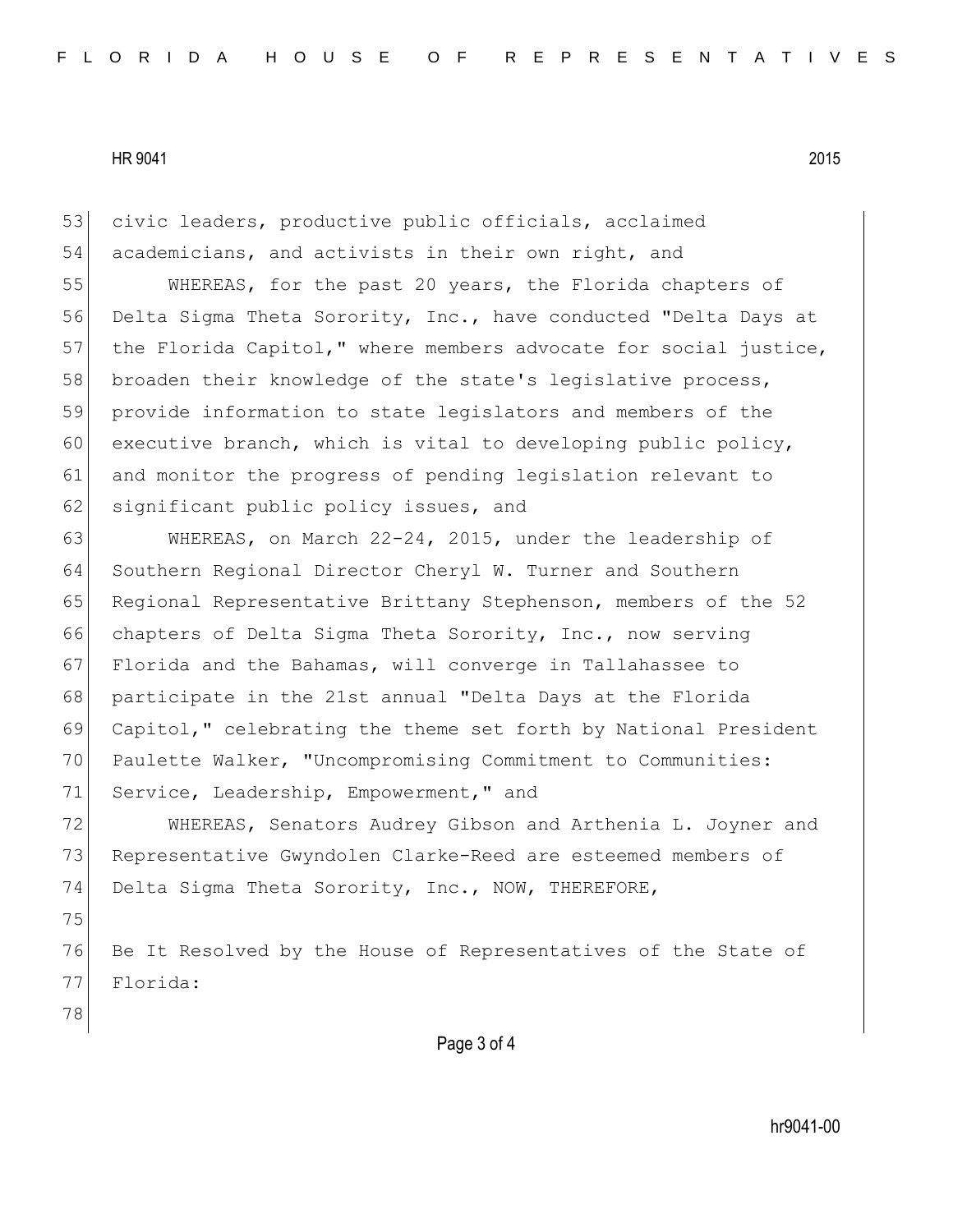civic leaders, productive public officials, acclaimed academicians, and activists in their own right, and

WHEREAS, for the past 20 years, the Florida chapters of Delta Sigma Theta Sorority, Inc., have conducted "Delta Days at the Florida Capitol," where members advocate for social justice, broaden their knowledge of the state's legislative process, provide information to state legislators and members of the executive branch, which is vital to developing public policy, and monitor the progress of pending legislation relevant to significant public policy issues, and

WHEREAS, on March 22-24, 2015, under the leadership of Southern Regional Director Cheryl W. Turner and Southern Regional Representative Brittany Stephenson, members of the 52 chapters of Delta Sigma Theta Sorority, Inc., now serving Florida and the Bahamas, will converge in Tallahassee to participate in the 21st annual "Delta Days at the Florida Capitol," celebrating the theme set forth by National President Paulette Walker, "Uncompromising Commitment to Communities: Service, Leadership, Empowerment," and

WHEREAS, Senators Audrey Gibson and Arthenia L. Joyner and Representative Gwyndolen Clarke-Reed are esteemed members of Delta Sigma Theta Sorority, Inc., NOW, THEREFORE,

Be It Resolved by the House of Representatives of the State of Florida: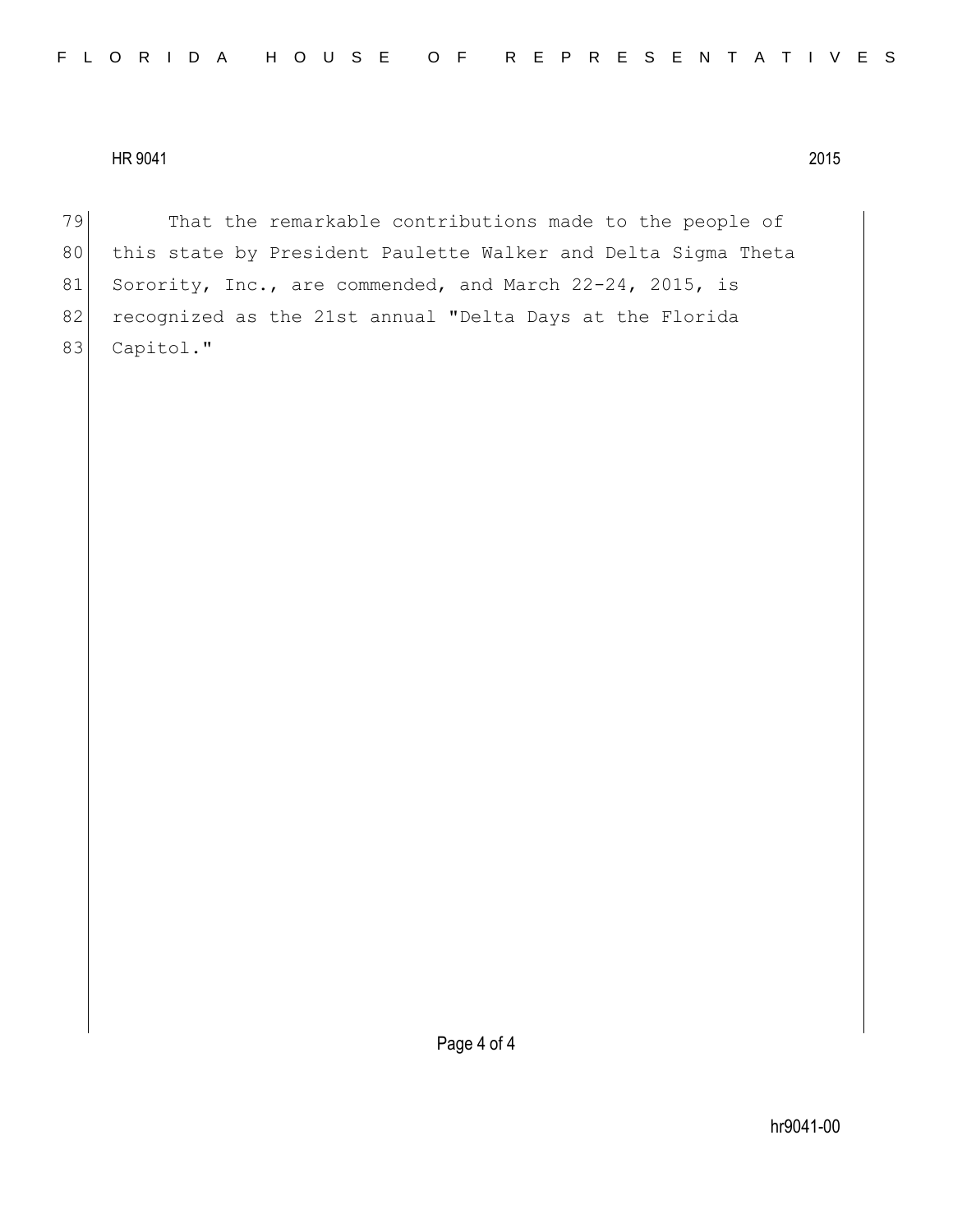That the remarkable contributions made to the people of this state by President Paulette Walker and Delta Sigma Theta Sorority, Inc., are commended, and March 22-24, 2015, is recognized as the 21st annual "Delta Days at the Florida Capitol."